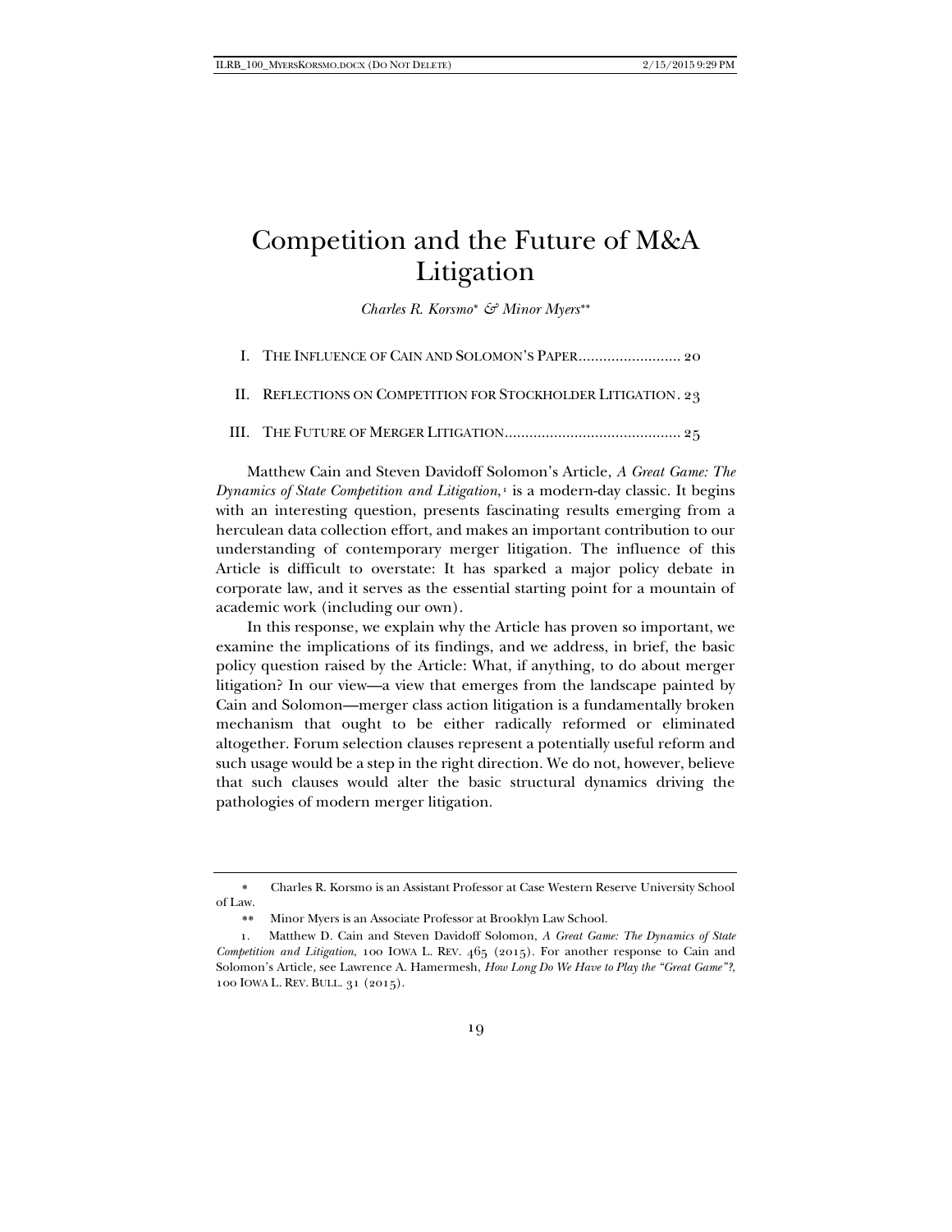# Competition and the Future of M&A Litigation

*Charles R. Korsmo\* & Minor Myers\*\**

I. THE INFLUENCE OF CAIN AND SOLOMON'S PAPER ......................... 20

II. REFLECTIONS ON COMPETITION FOR STOCKHOLDER LITIGATION . 23

III. THE FUTURE OF MERGER LITIGATION ........................................... 25

Matthew Cain and Steven Davidoff Solomon's Article, *A Great Game: The Dynamics of State Competition and Litigation*,[1] is a modern-day classic. It begins with an interesting question, presents fascinating results emerging from a herculean data collection effort, and makes an important contribution to our understanding of contemporary merger litigation. The influence of this Article is difficult to overstate: It has sparked a major policy debate in corporate law, and it serves as the essential starting point for a mountain of academic work (including our own).

In this response, we explain why the Article has proven so important, we examine the implications of its findings, and we address, in brief, the basic policy question raised by the Article: What, if anything, to do about merger litigation? In our view—a view that emerges from the landscape painted by Cain and Solomon—merger class action litigation is a fundamentally broken mechanism that ought to be either radically reformed or eliminated altogether. Forum selection clauses represent a potentially useful reform and such usage would be a step in the right direction. We do not, however, believe that such clauses would alter the basic structural dynamics driving the pathologies of modern merger litigation.

---

\* Charles R. Korsmo is an Assistant Professor at Case Western Reserve University School of Law.

\*\* Minor Myers is an Associate Professor at Brooklyn Law School.

1. Matthew D. Cain and Steven Davidoff Solomon, *A Great Game: The Dynamics of State Competition and Litigation*, 100 IOWA L. REV. 465 (2015). For another response to Cain and Solomon's Article, see Lawrence A. Hamermesh, *How Long Do We Have to Play the "Great Game"?*, 100 IOWA L. REV. BULL. 31 (2015).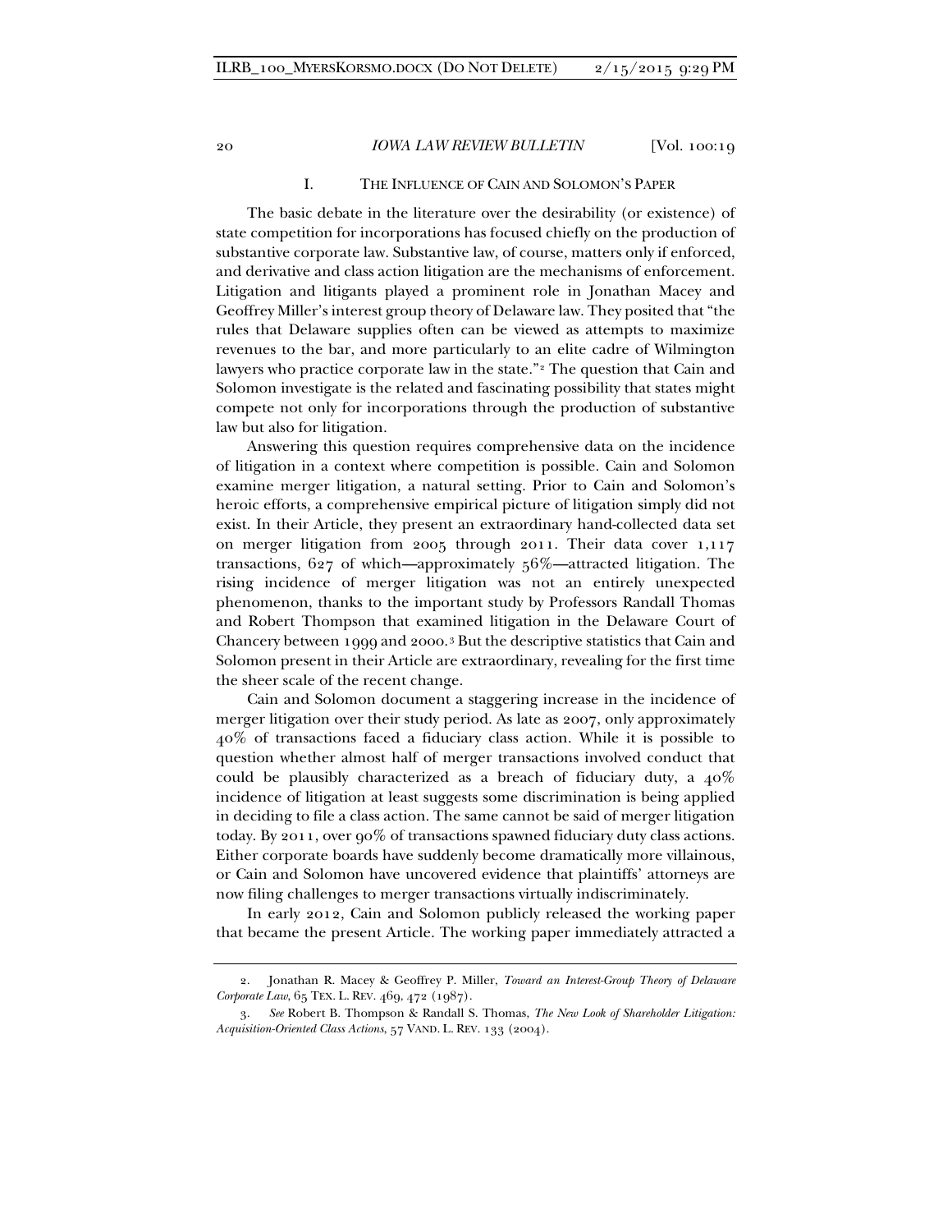## I. The Influence of Cain and Solomon's Paper

The basic debate in the literature over the desirability (or existence) of state competition for incorporations has focused chiefly on the production of substantive corporate law. Substantive law, of course, matters only if enforced, and derivative and class action litigation are the mechanisms of enforcement. Litigation and litigants played a prominent role in Jonathan Macey and Geoffrey Miller's interest group theory of Delaware law. They posited that "the rules that Delaware supplies often can be viewed as attempts to maximize revenues to the bar, and more particularly to an elite cadre of Wilmington lawyers who practice corporate law in the state."[2] The question that Cain and Solomon investigate is the related and fascinating possibility that states might compete not only for incorporations through the production of substantive law but also for litigation.

Answering this question requires comprehensive data on the incidence of litigation in a context where competition is possible. Cain and Solomon examine merger litigation, a natural setting. Prior to Cain and Solomon's heroic efforts, a comprehensive empirical picture of litigation simply did not exist. In their Article, they present an extraordinary hand-collected data set on merger litigation from 2005 through 2011. Their data cover 1,117 transactions, 627 of which—approximately 56%—attracted litigation. The rising incidence of merger litigation was not an entirely unexpected phenomenon, thanks to the important study by Professors Randall Thomas and Robert Thompson that examined litigation in the Delaware Court of Chancery between 1999 and 2000.[3] But the descriptive statistics that Cain and Solomon present in their Article are extraordinary, revealing for the first time the sheer scale of the recent change.

Cain and Solomon document a staggering increase in the incidence of merger litigation over their study period. As late as 2007, only approximately 40% of transactions faced a fiduciary class action. While it is possible to question whether almost half of merger transactions involved conduct that could be plausibly characterized as a breach of fiduciary duty, a 40% incidence of litigation at least suggests some discrimination is being applied in deciding to file a class action. The same cannot be said of merger litigation today. By 2011, over 90% of transactions spawned fiduciary duty class actions. Either corporate boards have suddenly become dramatically more villainous, or Cain and Solomon have uncovered evidence that plaintiffs' attorneys are now filing challenges to merger transactions virtually indiscriminately.

In early 2012, Cain and Solomon publicly released the working paper that became the present Article. The working paper immediately attracted a

---

2. Jonathan R. Macey & Geoffrey P. Miller, *Toward an Interest-Group Theory of Delaware Corporate Law*, 65 TEX. L. REV. 469, 472 (1987).

3. *See* Robert B. Thompson & Randall S. Thomas, *The New Look of Shareholder Litigation: Acquisition-Oriented Class Actions*, 57 VAND. L. REV. 133 (2004).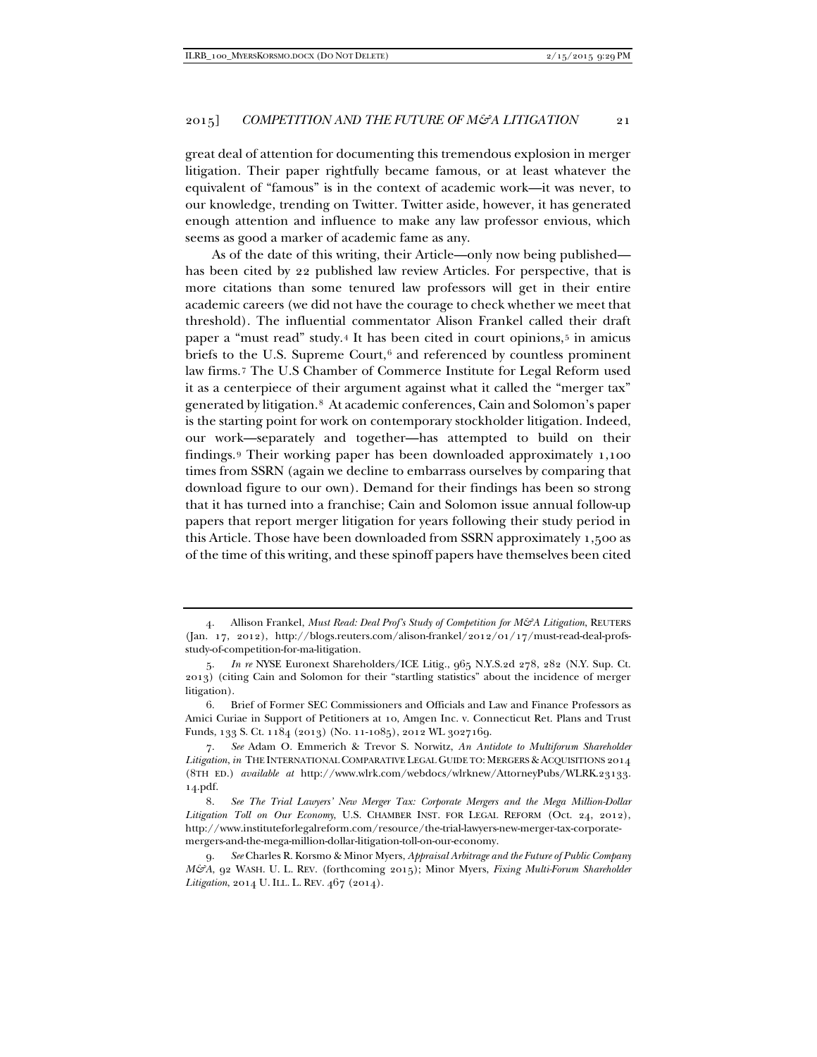great deal of attention for documenting this tremendous explosion in merger litigation. Their paper rightfully became famous, or at least whatever the equivalent of "famous" is in the context of academic work—it was never, to our knowledge, trending on Twitter. Twitter aside, however, it has generated enough attention and influence to make any law professor envious, which seems as good a marker of academic fame as any.

As of the date of this writing, their Article—only now being published—has been cited by 22 published law review Articles. For perspective, that is more citations than some tenured law professors will get in their entire academic careers (we did not have the courage to check whether we meet that threshold). The influential commentator Alison Frankel called their draft paper a "must read" study.[4] It has been cited in court opinions,[5] in amicus briefs to the U.S. Supreme Court,[6] and referenced by countless prominent law firms.[7] The U.S Chamber of Commerce Institute for Legal Reform used it as a centerpiece of their argument against what it called the "merger tax" generated by litigation.[8] At academic conferences, Cain and Solomon's paper is the starting point for work on contemporary stockholder litigation. Indeed, our work—separately and together—has attempted to build on their findings.[9] Their working paper has been downloaded approximately 1,100 times from SSRN (again we decline to embarrass ourselves by comparing that download figure to our own). Demand for their findings has been so strong that it has turned into a franchise; Cain and Solomon issue annual follow-up papers that report merger litigation for years following their study period in this Article. Those have been downloaded from SSRN approximately 1,500 as of the time of this writing, and these spinoff papers have themselves been cited

---

4. Allison Frankel, *Must Read: Deal Prof's Study of Competition for M&A Litigation*, REUTERS (Jan. 17, 2012), http://blogs.reuters.com/alison-frankel/2012/01/17/must-read-deal-profs-study-of-competition-for-ma-litigation.

5. *In re* NYSE Euronext Shareholders/ICE Litig., 965 N.Y.S.2d 278, 282 (N.Y. Sup. Ct. 2013) (citing Cain and Solomon for their "startling statistics" about the incidence of merger litigation).

6. Brief of Former SEC Commissioners and Officials and Law and Finance Professors as Amici Curiae in Support of Petitioners at 10, Amgen Inc. v. Connecticut Ret. Plans and Trust Funds, 133 S. Ct. 1184 (2013) (No. 11-1085), 2012 WL 3027169.

7. *See* Adam O. Emmerich & Trevor S. Norwitz, *An Antidote to Multiforum Shareholder Litigation*, *in* THE INTERNATIONAL COMPARATIVE LEGAL GUIDE TO: MERGERS & ACQUISITIONS 2014 (8TH ED.) *available at* http://www.wlrk.com/webdocs/wlrknew/AttorneyPubs/WLRK.23133.14.pdf.

8. *See The Trial Lawyers' New Merger Tax: Corporate Mergers and the Mega Million-Dollar Litigation Toll on Our Economy*, U.S. CHAMBER INST. FOR LEGAL REFORM (Oct. 24, 2012), http://www.instituteforlegalreform.com/resource/the-trial-lawyers-new-merger-tax-corporate-mergers-and-the-mega-million-dollar-litigation-toll-on-our-economy.

9. *See* Charles R. Korsmo & Minor Myers, *Appraisal Arbitrage and the Future of Public Company M&A*, 92 WASH. U. L. REV. (forthcoming 2015); Minor Myers, *Fixing Multi-Forum Shareholder Litigation*, 2014 U. ILL. L. REV. 467 (2014).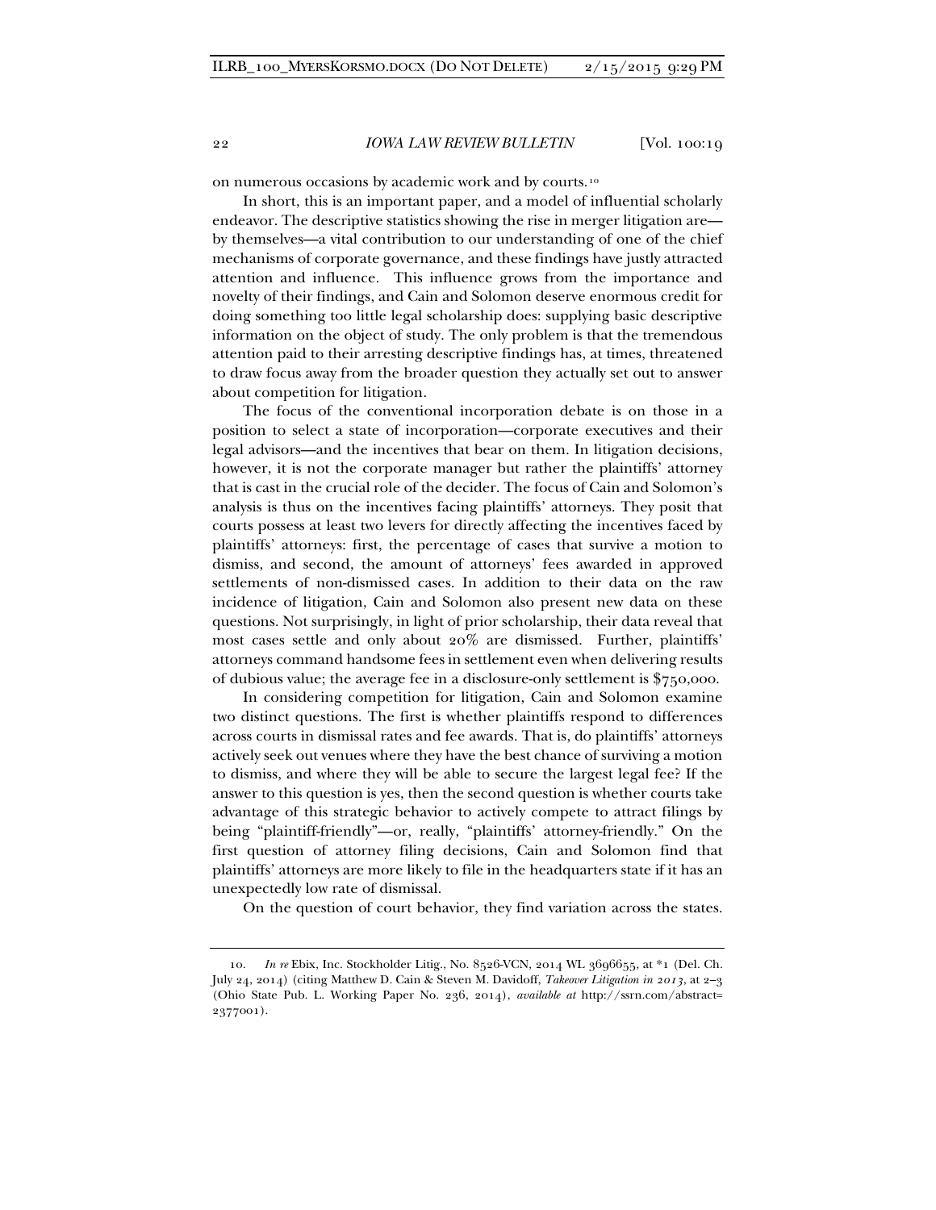on numerous occasions by academic work and by courts.[10]

In short, this is an important paper, and a model of influential scholarly endeavor. The descriptive statistics showing the rise in merger litigation are—by themselves—a vital contribution to our understanding of one of the chief mechanisms of corporate governance, and these findings have justly attracted attention and influence. This influence grows from the importance and novelty of their findings, and Cain and Solomon deserve enormous credit for doing something too little legal scholarship does: supplying basic descriptive information on the object of study. The only problem is that the tremendous attention paid to their arresting descriptive findings has, at times, threatened to draw focus away from the broader question they actually set out to answer about competition for litigation.

The focus of the conventional incorporation debate is on those in a position to select a state of incorporation—corporate executives and their legal advisors—and the incentives that bear on them. In litigation decisions, however, it is not the corporate manager but rather the plaintiffs' attorney that is cast in the crucial role of the decider. The focus of Cain and Solomon's analysis is thus on the incentives facing plaintiffs' attorneys. They posit that courts possess at least two levers for directly affecting the incentives faced by plaintiffs' attorneys: first, the percentage of cases that survive a motion to dismiss, and second, the amount of attorneys' fees awarded in approved settlements of non-dismissed cases. In addition to their data on the raw incidence of litigation, Cain and Solomon also present new data on these questions. Not surprisingly, in light of prior scholarship, their data reveal that most cases settle and only about 20% are dismissed. Further, plaintiffs' attorneys command handsome fees in settlement even when delivering results of dubious value; the average fee in a disclosure-only settlement is $750,000.

In considering competition for litigation, Cain and Solomon examine two distinct questions. The first is whether plaintiffs respond to differences across courts in dismissal rates and fee awards. That is, do plaintiffs' attorneys actively seek out venues where they have the best chance of surviving a motion to dismiss, and where they will be able to secure the largest legal fee? If the answer to this question is yes, then the second question is whether courts take advantage of this strategic behavior to actively compete to attract filings by being "plaintiff-friendly"—or, really, "plaintiffs' attorney-friendly." On the first question of attorney filing decisions, Cain and Solomon find that plaintiffs' attorneys are more likely to file in the headquarters state if it has an unexpectedly low rate of dismissal.

On the question of court behavior, they find variation across the states.

---

10. *In re* Ebix, Inc. Stockholder Litig., No. 8526-VCN, 2014 WL 3696655, at *1 (Del. Ch. July 24, 2014) (citing Matthew D. Cain & Steven M. Davidoff, *Takeover Litigation in 2013*, at 2–3 (Ohio State Pub. L. Working Paper No. 236, 2014), *available at* http://ssrn.com/abstract=2377001).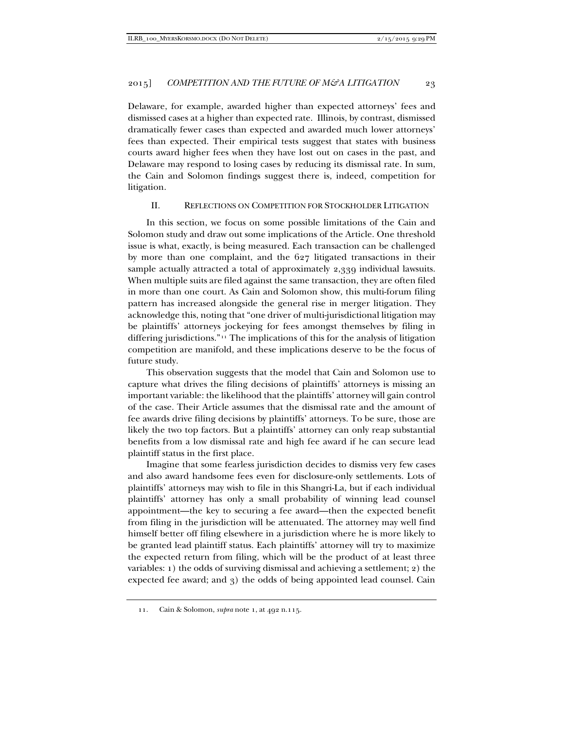Delaware, for example, awarded higher than expected attorneys' fees and dismissed cases at a higher than expected rate. Illinois, by contrast, dismissed dramatically fewer cases than expected and awarded much lower attorneys' fees than expected. Their empirical tests suggest that states with business courts award higher fees when they have lost out on cases in the past, and Delaware may respond to losing cases by reducing its dismissal rate. In sum, the Cain and Solomon findings suggest there is, indeed, competition for litigation.

## II. Reflections on Competition for Stockholder Litigation

In this section, we focus on some possible limitations of the Cain and Solomon study and draw out some implications of the Article. One threshold issue is what, exactly, is being measured. Each transaction can be challenged by more than one complaint, and the 627 litigated transactions in their sample actually attracted a total of approximately 2,339 individual lawsuits. When multiple suits are filed against the same transaction, they are often filed in more than one court. As Cain and Solomon show, this multi-forum filing pattern has increased alongside the general rise in merger litigation. They acknowledge this, noting that "one driver of multi-jurisdictional litigation may be plaintiffs' attorneys jockeying for fees amongst themselves by filing in differing jurisdictions."[11] The implications of this for the analysis of litigation competition are manifold, and these implications deserve to be the focus of future study.

This observation suggests that the model that Cain and Solomon use to capture what drives the filing decisions of plaintiffs' attorneys is missing an important variable: the likelihood that the plaintiffs' attorney will gain control of the case. Their Article assumes that the dismissal rate and the amount of fee awards drive filing decisions by plaintiffs' attorneys. To be sure, those are likely the two top factors. But a plaintiffs' attorney can only reap substantial benefits from a low dismissal rate and high fee award if he can secure lead plaintiff status in the first place.

Imagine that some fearless jurisdiction decides to dismiss very few cases and also award handsome fees even for disclosure-only settlements. Lots of plaintiffs' attorneys may wish to file in this Shangri-La, but if each individual plaintiffs' attorney has only a small probability of winning lead counsel appointment—the key to securing a fee award—then the expected benefit from filing in the jurisdiction will be attenuated. The attorney may well find himself better off filing elsewhere in a jurisdiction where he is more likely to be granted lead plaintiff status. Each plaintiffs' attorney will try to maximize the expected return from filing, which will be the product of at least three variables: 1) the odds of surviving dismissal and achieving a settlement; 2) the expected fee award; and 3) the odds of being appointed lead counsel. Cain

11. Cain & Solomon, *supra* note 1, at 492 n.115.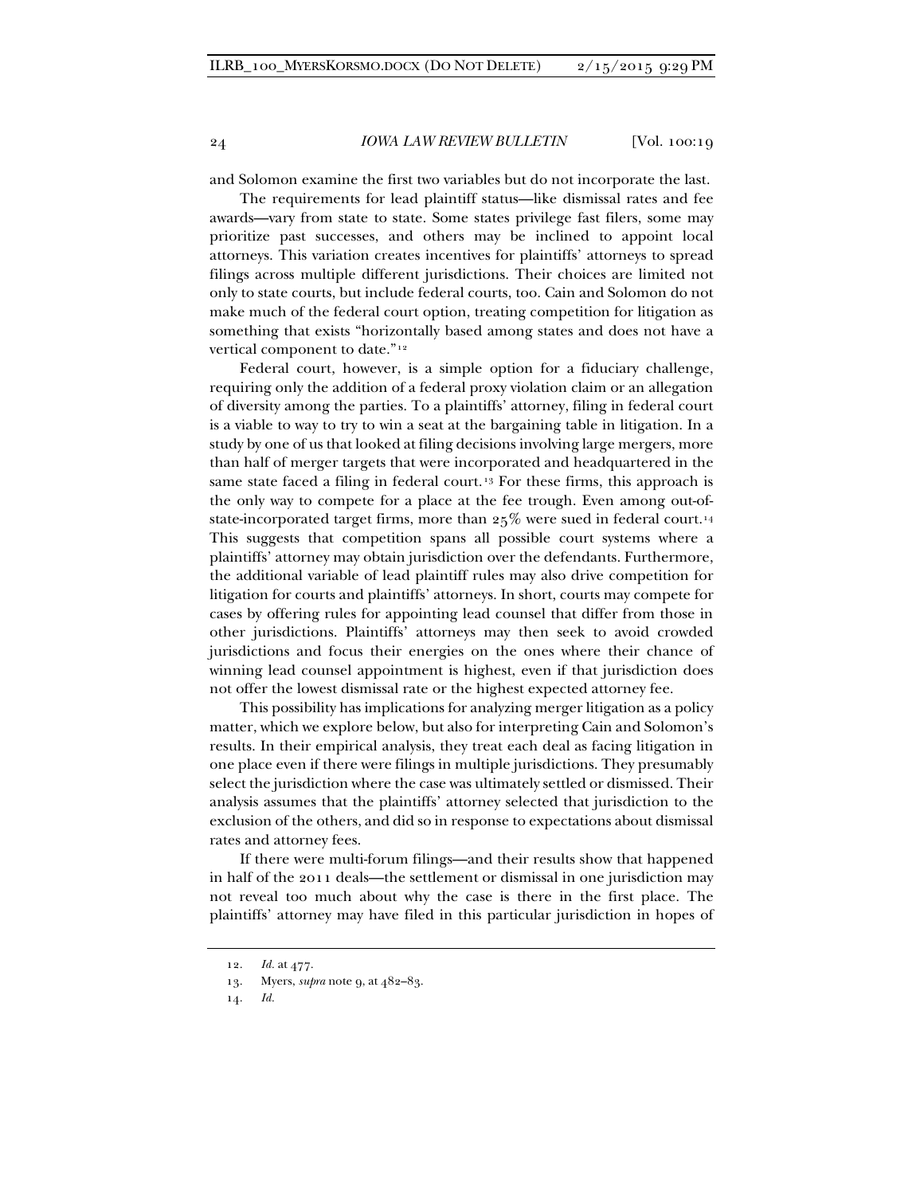and Solomon examine the first two variables but do not incorporate the last.

The requirements for lead plaintiff status—like dismissal rates and fee awards—vary from state to state. Some states privilege fast filers, some may prioritize past successes, and others may be inclined to appoint local attorneys. This variation creates incentives for plaintiffs' attorneys to spread filings across multiple different jurisdictions. Their choices are limited not only to state courts, but include federal courts, too. Cain and Solomon do not make much of the federal court option, treating competition for litigation as something that exists "horizontally based among states and does not have a vertical component to date."[12]

Federal court, however, is a simple option for a fiduciary challenge, requiring only the addition of a federal proxy violation claim or an allegation of diversity among the parties. To a plaintiffs' attorney, filing in federal court is a viable way to try to win a seat at the bargaining table in litigation. In a study by one of us that looked at filing decisions involving large mergers, more than half of merger targets that were incorporated and headquartered in the same state faced a filing in federal court.[13] For these firms, this approach is the only way to compete for a place at the fee trough. Even among out-of-state-incorporated target firms, more than 25% were sued in federal court.[14] This suggests that competition spans all possible court systems where a plaintiffs' attorney may obtain jurisdiction over the defendants. Furthermore, the additional variable of lead plaintiff rules may also drive competition for litigation for courts and plaintiffs' attorneys. In short, courts may compete for cases by offering rules for appointing lead counsel that differ from those in other jurisdictions. Plaintiffs' attorneys may then seek to avoid crowded jurisdictions and focus their energies on the ones where their chance of winning lead counsel appointment is highest, even if that jurisdiction does not offer the lowest dismissal rate or the highest expected attorney fee.

This possibility has implications for analyzing merger litigation as a policy matter, which we explore below, but also for interpreting Cain and Solomon's results. In their empirical analysis, they treat each deal as facing litigation in one place even if there were filings in multiple jurisdictions. They presumably select the jurisdiction where the case was ultimately settled or dismissed. Their analysis assumes that the plaintiffs' attorney selected that jurisdiction to the exclusion of the others, and did so in response to expectations about dismissal rates and attorney fees.

If there were multi-forum filings—and their results show that happened in half of the 2011 deals—the settlement or dismissal in one jurisdiction may not reveal too much about why the case is there in the first place. The plaintiffs' attorney may have filed in this particular jurisdiction in hopes of

12. *Id.* at 477.

13. Myers, *supra* note 9, at 482–83.

14. *Id.*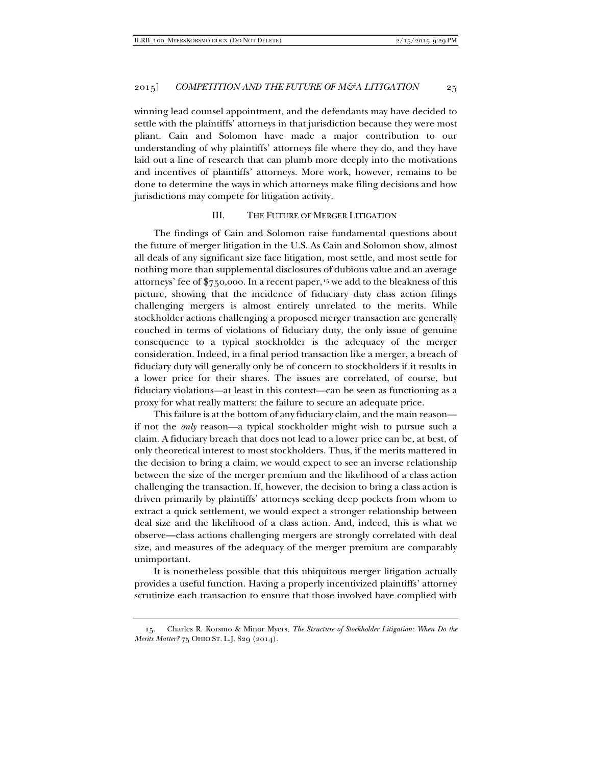winning lead counsel appointment, and the defendants may have decided to settle with the plaintiffs' attorneys in that jurisdiction because they were most pliant. Cain and Solomon have made a major contribution to our understanding of why plaintiffs' attorneys file where they do, and they have laid out a line of research that can plumb more deeply into the motivations and incentives of plaintiffs' attorneys. More work, however, remains to be done to determine the ways in which attorneys make filing decisions and how jurisdictions may compete for litigation activity.

## III. THE FUTURE OF MERGER LITIGATION

The findings of Cain and Solomon raise fundamental questions about the future of merger litigation in the U.S. As Cain and Solomon show, almost all deals of any significant size face litigation, most settle, and most settle for nothing more than supplemental disclosures of dubious value and an average attorneys' fee of $750,000. In a recent paper,[15] we add to the bleakness of this picture, showing that the incidence of fiduciary duty class action filings challenging mergers is almost entirely unrelated to the merits. While stockholder actions challenging a proposed merger transaction are generally couched in terms of violations of fiduciary duty, the only issue of genuine consequence to a typical stockholder is the adequacy of the merger consideration. Indeed, in a final period transaction like a merger, a breach of fiduciary duty will generally only be of concern to stockholders if it results in a lower price for their shares. The issues are correlated, of course, but fiduciary violations—at least in this context—can be seen as functioning as a proxy for what really matters: the failure to secure an adequate price.

This failure is at the bottom of any fiduciary claim, and the main reason—if not the *only* reason—a typical stockholder might wish to pursue such a claim. A fiduciary breach that does not lead to a lower price can be, at best, of only theoretical interest to most stockholders. Thus, if the merits mattered in the decision to bring a claim, we would expect to see an inverse relationship between the size of the merger premium and the likelihood of a class action challenging the transaction. If, however, the decision to bring a class action is driven primarily by plaintiffs' attorneys seeking deep pockets from whom to extract a quick settlement, we would expect a stronger relationship between deal size and the likelihood of a class action. And, indeed, this is what we observe—class actions challenging mergers are strongly correlated with deal size, and measures of the adequacy of the merger premium are comparably unimportant.

It is nonetheless possible that this ubiquitous merger litigation actually provides a useful function. Having a properly incentivized plaintiffs' attorney scrutinize each transaction to ensure that those involved have complied with

---

15. Charles R. Korsmo & Minor Myers, *The Structure of Stockholder Litigation: When Do the Merits Matter?* 75 OHIO ST. L.J. 829 (2014).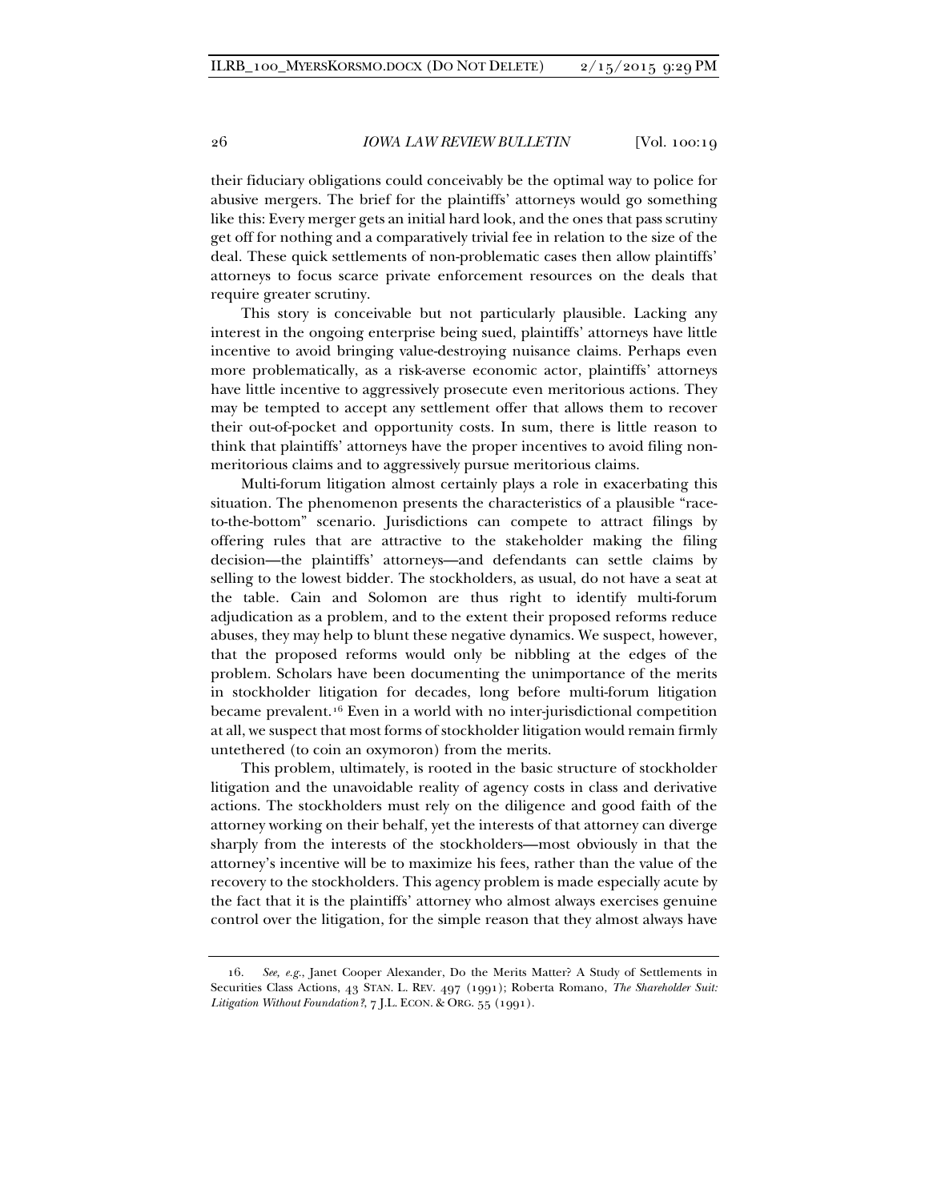their fiduciary obligations could conceivably be the optimal way to police for abusive mergers. The brief for the plaintiffs' attorneys would go something like this: Every merger gets an initial hard look, and the ones that pass scrutiny get off for nothing and a comparatively trivial fee in relation to the size of the deal. These quick settlements of non-problematic cases then allow plaintiffs' attorneys to focus scarce private enforcement resources on the deals that require greater scrutiny.

This story is conceivable but not particularly plausible. Lacking any interest in the ongoing enterprise being sued, plaintiffs' attorneys have little incentive to avoid bringing value-destroying nuisance claims. Perhaps even more problematically, as a risk-averse economic actor, plaintiffs' attorneys have little incentive to aggressively prosecute even meritorious actions. They may be tempted to accept any settlement offer that allows them to recover their out-of-pocket and opportunity costs. In sum, there is little reason to think that plaintiffs' attorneys have the proper incentives to avoid filing non-meritorious claims and to aggressively pursue meritorious claims.

Multi-forum litigation almost certainly plays a role in exacerbating this situation. The phenomenon presents the characteristics of a plausible "race-to-the-bottom" scenario. Jurisdictions can compete to attract filings by offering rules that are attractive to the stakeholder making the filing decision—the plaintiffs' attorneys—and defendants can settle claims by selling to the lowest bidder. The stockholders, as usual, do not have a seat at the table. Cain and Solomon are thus right to identify multi-forum adjudication as a problem, and to the extent their proposed reforms reduce abuses, they may help to blunt these negative dynamics. We suspect, however, that the proposed reforms would only be nibbling at the edges of the problem. Scholars have been documenting the unimportance of the merits in stockholder litigation for decades, long before multi-forum litigation became prevalent.[16] Even in a world with no inter-jurisdictional competition at all, we suspect that most forms of stockholder litigation would remain firmly untethered (to coin an oxymoron) from the merits.

This problem, ultimately, is rooted in the basic structure of stockholder litigation and the unavoidable reality of agency costs in class and derivative actions. The stockholders must rely on the diligence and good faith of the attorney working on their behalf, yet the interests of that attorney can diverge sharply from the interests of the stockholders—most obviously in that the attorney's incentive will be to maximize his fees, rather than the value of the recovery to the stockholders. This agency problem is made especially acute by the fact that it is the plaintiffs' attorney who almost always exercises genuine control over the litigation, for the simple reason that they almost always have

16. *See, e.g.*, Janet Cooper Alexander, Do the Merits Matter? A Study of Settlements in Securities Class Actions, 43 STAN. L. REV. 497 (1991); Roberta Romano, *The Shareholder Suit: Litigation Without Foundation?*, 7 J.L. ECON. & ORG. 55 (1991).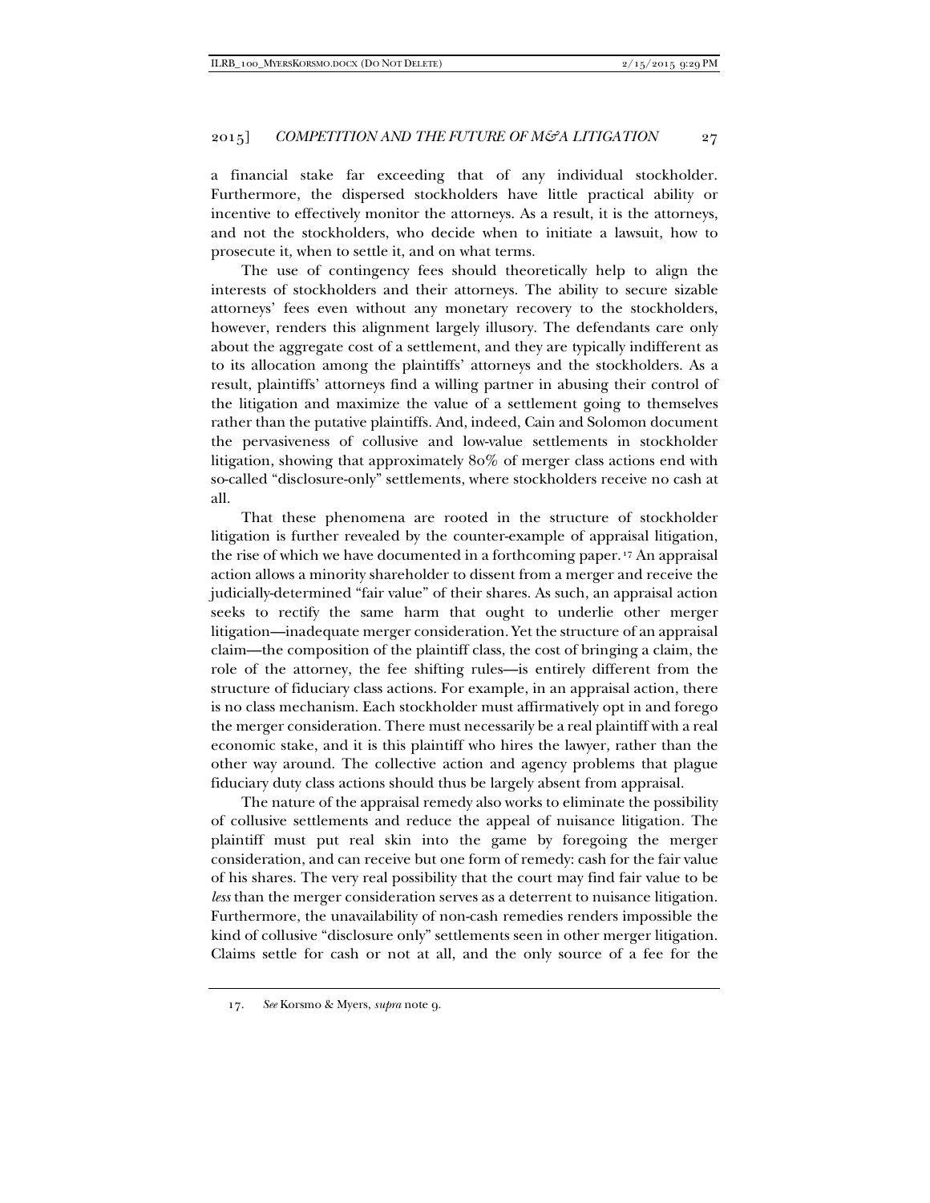a financial stake far exceeding that of any individual stockholder. Furthermore, the dispersed stockholders have little practical ability or incentive to effectively monitor the attorneys. As a result, it is the attorneys, and not the stockholders, who decide when to initiate a lawsuit, how to prosecute it, when to settle it, and on what terms.

The use of contingency fees should theoretically help to align the interests of stockholders and their attorneys. The ability to secure sizable attorneys' fees even without any monetary recovery to the stockholders, however, renders this alignment largely illusory. The defendants care only about the aggregate cost of a settlement, and they are typically indifferent as to its allocation among the plaintiffs' attorneys and the stockholders. As a result, plaintiffs' attorneys find a willing partner in abusing their control of the litigation and maximize the value of a settlement going to themselves rather than the putative plaintiffs. And, indeed, Cain and Solomon document the pervasiveness of collusive and low-value settlements in stockholder litigation, showing that approximately 80% of merger class actions end with so-called "disclosure-only" settlements, where stockholders receive no cash at all.

That these phenomena are rooted in the structure of stockholder litigation is further revealed by the counter-example of appraisal litigation, the rise of which we have documented in a forthcoming paper.[17] An appraisal action allows a minority shareholder to dissent from a merger and receive the judicially-determined "fair value" of their shares. As such, an appraisal action seeks to rectify the same harm that ought to underlie other merger litigation—inadequate merger consideration. Yet the structure of an appraisal claim—the composition of the plaintiff class, the cost of bringing a claim, the role of the attorney, the fee shifting rules—is entirely different from the structure of fiduciary class actions. For example, in an appraisal action, there is no class mechanism. Each stockholder must affirmatively opt in and forego the merger consideration. There must necessarily be a real plaintiff with a real economic stake, and it is this plaintiff who hires the lawyer, rather than the other way around. The collective action and agency problems that plague fiduciary duty class actions should thus be largely absent from appraisal.

The nature of the appraisal remedy also works to eliminate the possibility of collusive settlements and reduce the appeal of nuisance litigation. The plaintiff must put real skin into the game by foregoing the merger consideration, and can receive but one form of remedy: cash for the fair value of his shares. The very real possibility that the court may find fair value to be *less* than the merger consideration serves as a deterrent to nuisance litigation. Furthermore, the unavailability of non-cash remedies renders impossible the kind of collusive "disclosure only" settlements seen in other merger litigation. Claims settle for cash or not at all, and the only source of a fee for the

---

17. *See* Korsmo & Myers, *supra* note 9.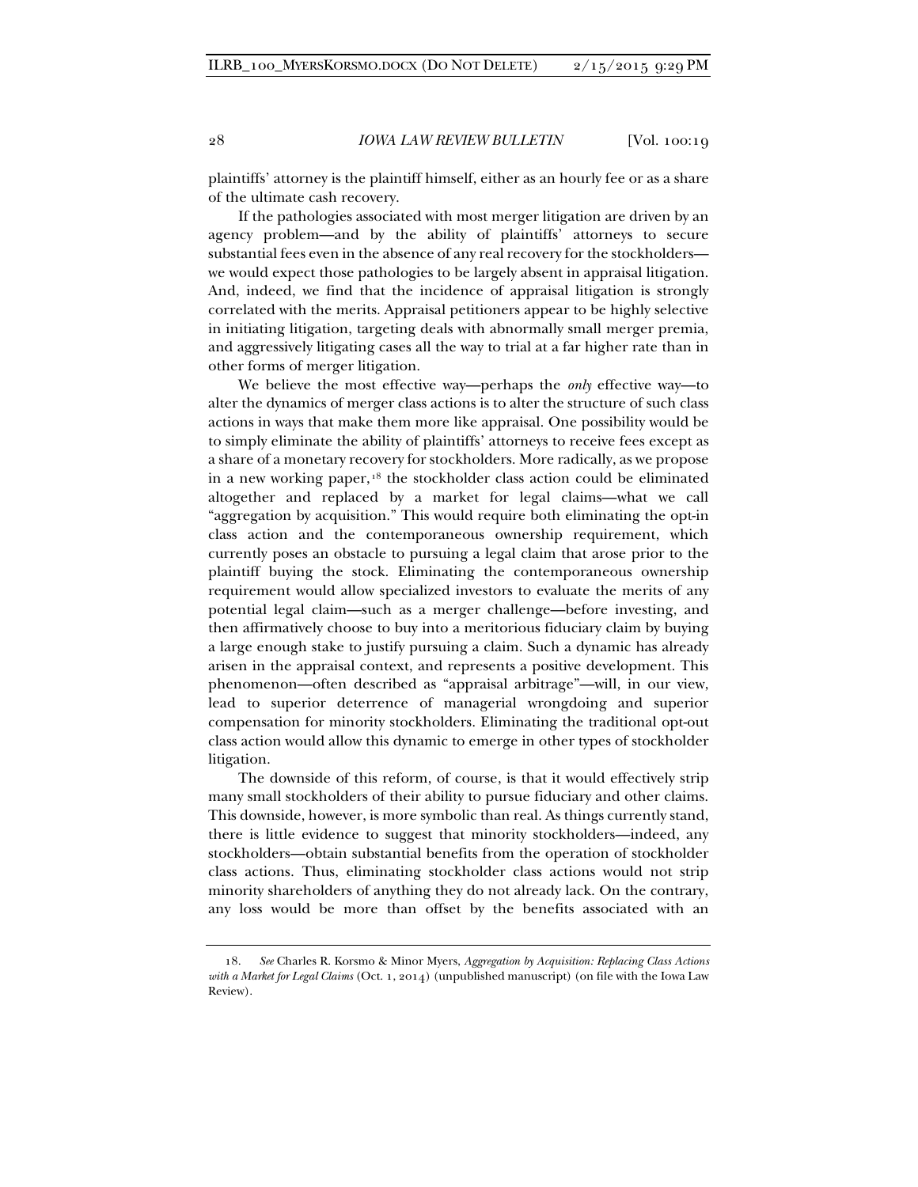plaintiffs' attorney is the plaintiff himself, either as an hourly fee or as a share of the ultimate cash recovery.

If the pathologies associated with most merger litigation are driven by an agency problem—and by the ability of plaintiffs' attorneys to secure substantial fees even in the absence of any real recovery for the stockholders—we would expect those pathologies to be largely absent in appraisal litigation. And, indeed, we find that the incidence of appraisal litigation is strongly correlated with the merits. Appraisal petitioners appear to be highly selective in initiating litigation, targeting deals with abnormally small merger premia, and aggressively litigating cases all the way to trial at a far higher rate than in other forms of merger litigation.

We believe the most effective way—perhaps the *only* effective way—to alter the dynamics of merger class actions is to alter the structure of such class actions in ways that make them more like appraisal. One possibility would be to simply eliminate the ability of plaintiffs' attorneys to receive fees except as a share of a monetary recovery for stockholders. More radically, as we propose in a new working paper,[18] the stockholder class action could be eliminated altogether and replaced by a market for legal claims—what we call "aggregation by acquisition." This would require both eliminating the opt-in class action and the contemporaneous ownership requirement, which currently poses an obstacle to pursuing a legal claim that arose prior to the plaintiff buying the stock. Eliminating the contemporaneous ownership requirement would allow specialized investors to evaluate the merits of any potential legal claim—such as a merger challenge—before investing, and then affirmatively choose to buy into a meritorious fiduciary claim by buying a large enough stake to justify pursuing a claim. Such a dynamic has already arisen in the appraisal context, and represents a positive development. This phenomenon—often described as "appraisal arbitrage"—will, in our view, lead to superior deterrence of managerial wrongdoing and superior compensation for minority stockholders. Eliminating the traditional opt-out class action would allow this dynamic to emerge in other types of stockholder litigation.

The downside of this reform, of course, is that it would effectively strip many small stockholders of their ability to pursue fiduciary and other claims. This downside, however, is more symbolic than real. As things currently stand, there is little evidence to suggest that minority stockholders—indeed, any stockholders—obtain substantial benefits from the operation of stockholder class actions. Thus, eliminating stockholder class actions would not strip minority shareholders of anything they do not already lack. On the contrary, any loss would be more than offset by the benefits associated with an

---

18. *See* Charles R. Korsmo & Minor Myers, *Aggregation by Acquisition: Replacing Class Actions with a Market for Legal Claims* (Oct. 1, 2014) (unpublished manuscript) (on file with the Iowa Law Review).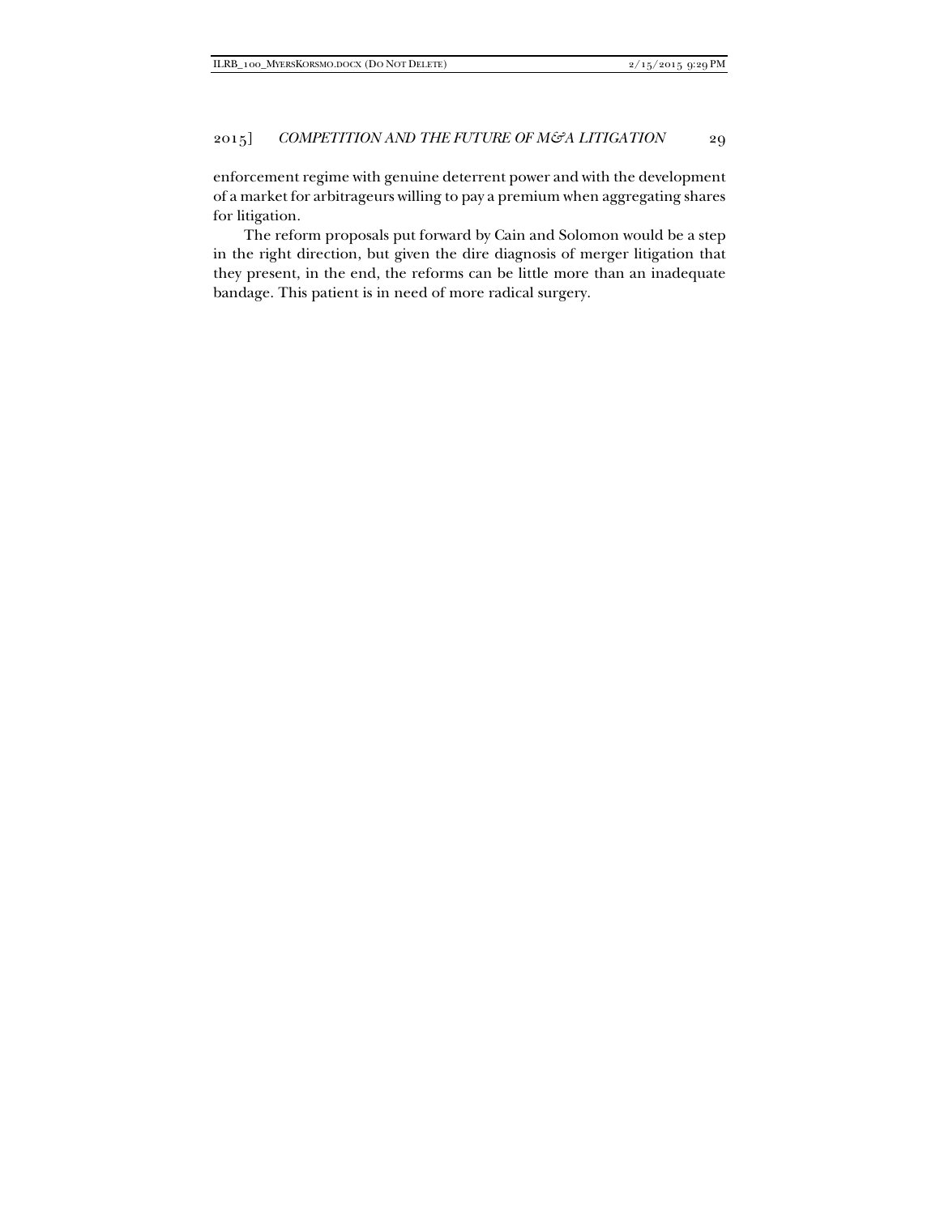enforcement regime with genuine deterrent power and with the development of a market for arbitrageurs willing to pay a premium when aggregating shares for litigation.

The reform proposals put forward by Cain and Solomon would be a step in the right direction, but given the dire diagnosis of merger litigation that they present, in the end, the reforms can be little more than an inadequate bandage. This patient is in need of more radical surgery.